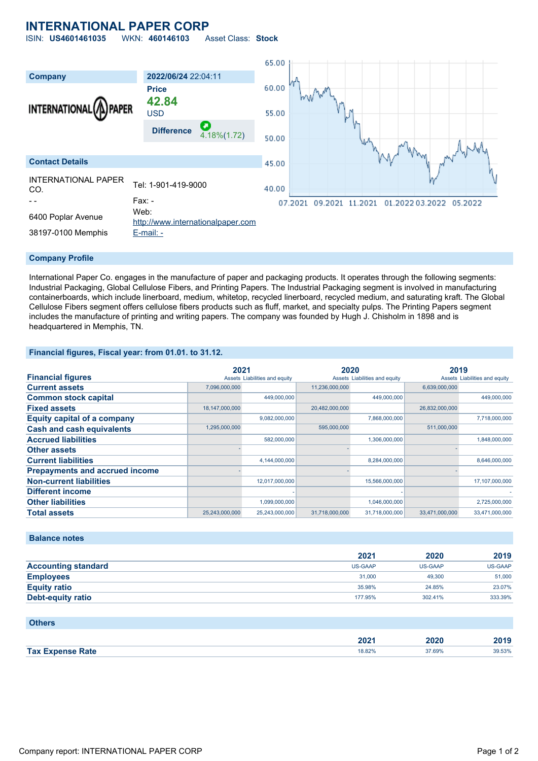# INTERNATIONAL PAPER CORP

ISIN: **US4601461035** WKN: **460146103** Asset Class: **Stock**

**Company**

**2022/06/24** 22:04:11

**Price**

**42.84**

USD

**Difference** 4.18%(1.72)

65.00
60.00
55.00
50.00
45.00
40.00
07.2021 09.2021 11.2021 01.2022 03.2022 05.2022

**Contact Details**

INTERNATIONAL PAPER CO.
Tel: 1-901-419-9000

- -
Fax: -

6400 Poplar Avenue
Web: http://www.internationalpaper.com

38197-0100 Memphis
E-mail: -

## Company Profile

International Paper Co. engages in the manufacture of paper and packaging products. It operates through the following segments: Industrial Packaging, Global Cellulose Fibers, and Printing Papers. The Industrial Packaging segment is involved in manufacturing containerboards, which include linerboard, medium, whitetop, recycled linerboard, recycled medium, and saturating kraft. The Global Cellulose Fibers segment offers cellulose fibers products such as fluff, market, and specialty pulps. The Printing Papers segment includes the manufacture of printing and writing papers. The company was founded by Hugh J. Chisholm in 1898 and is headquartered in Memphis, TN.

## Financial figures, Fiscal year: from 01.01. to 31.12.

| Financial figures | 2021 Assets | 2021 Liabilities and equity | 2020 Assets | 2020 Liabilities and equity | 2019 Assets | 2019 Liabilities and equity |
|---|---|---|---|---|---|---|
| Current assets | 7,096,000,000 | | 11,236,000,000 | | 6,639,000,000 | |
| Common stock capital | | 449,000,000 | | 449,000,000 | | 449,000,000 |
| Fixed assets | 18,147,000,000 | | 20,482,000,000 | | 26,832,000,000 | |
| Equity capital of a company | | 9,082,000,000 | | 7,868,000,000 | | 7,718,000,000 |
| Cash and cash equivalents | 1,295,000,000 | | 595,000,000 | | 511,000,000 | |
| Accrued liabilities | | 582,000,000 | | 1,306,000,000 | | 1,848,000,000 |
| Other assets | - | | - | | - | |
| Current liabilities | | 4,144,000,000 | | 8,284,000,000 | | 8,646,000,000 |
| Prepayments and accrued income | - | | - | | - | |
| Non-current liabilities | | 12,017,000,000 | | 15,566,000,000 | | 17,107,000,000 |
| Different income | | - | | - | | - |
| Other liabilities | | 1,099,000,000 | | 1,046,000,000 | | 2,725,000,000 |
| Total assets | 25,243,000,000 | 25,243,000,000 | 31,718,000,000 | 31,718,000,000 | 33,471,000,000 | 33,471,000,000 |

## Balance notes

| | 2021 | 2020 | 2019 |
|---|---|---|---|
| Accounting standard | US-GAAP | US-GAAP | US-GAAP |
| Employees | 31,000 | 49,300 | 51,000 |
| Equity ratio | 35.98% | 24.85% | 23.07% |
| Debt-equity ratio | 177.95% | 302.41% | 333.39% |

## Others

| | 2021 | 2020 | 2019 |
|---|---|---|---|
| Tax Expense Rate | 18.82% | 37.69% | 39.53% |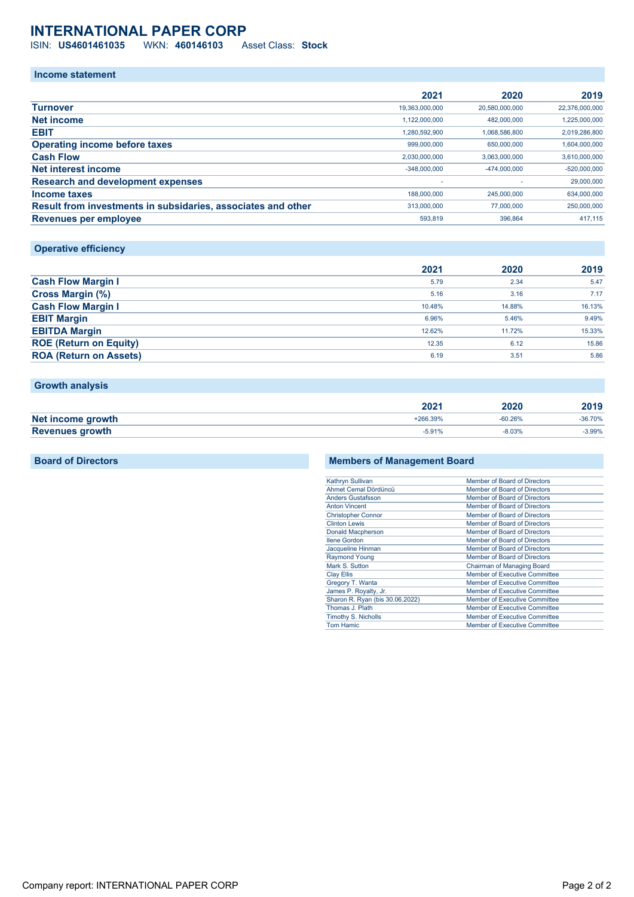# INTERNATIONAL PAPER CORP

ISIN: **US4601461035** WKN: **460146103** Asset Class: **Stock**

## Income statement

| | 2021 | 2020 | 2019 |
|---|---|---|---|
| **Turnover** | 19,363,000,000 | 20,580,000,000 | 22,376,000,000 |
| **Net income** | 1,122,000,000 | 482,000,000 | 1,225,000,000 |
| **EBIT** | 1,280,592,900 | 1,068,586,800 | 2,019,286,800 |
| **Operating income before taxes** | 999,000,000 | 650,000,000 | 1,604,000,000 |
| **Cash Flow** | 2,030,000,000 | 3,063,000,000 | 3,610,000,000 |
| **Net interest income** | -348,000,000 | -474,000,000 | -520,000,000 |
| **Research and development expenses** | - | - | 29,000,000 |
| **Income taxes** | 188,000,000 | 245,000,000 | 634,000,000 |
| **Result from investments in subsidaries, associates and other** | 313,000,000 | 77,000,000 | 250,000,000 |
| **Revenues per employee** | 593,819 | 396,864 | 417,115 |

## Operative efficiency

| | 2021 | 2020 | 2019 |
|---|---|---|---|
| **Cash Flow Margin I** | 5.79 | 2.34 | 5.47 |
| **Cross Margin (%)** | 5.16 | 3.16 | 7.17 |
| **Cash Flow Margin I** | 10.48% | 14.88% | 16.13% |
| **EBIT Margin** | 6.96% | 5.46% | 9.49% |
| **EBITDA Margin** | 12.62% | 11.72% | 15.33% |
| **ROE (Return on Equity)** | 12.35 | 6.12 | 15.86 |
| **ROA (Return on Assets)** | 6.19 | 3.51 | 5.86 |

## Growth analysis

| | 2021 | 2020 | 2019 |
|---|---|---|---|
| **Net income growth** | +266.39% | -60.26% | -36.70% |
| **Revenues growth** | -5.91% | -8.03% | -3.99% |

## Board of Directors

## Members of Management Board

| | |
|---|---|
| Kathryn Sullivan | Member of Board of Directors |
| Ahmet Cemal Dördüncü | Member of Board of Directors |
| Anders Gustafsson | Member of Board of Directors |
| Anton Vincent | Member of Board of Directors |
| Christopher Connor | Member of Board of Directors |
| Clinton Lewis | Member of Board of Directors |
| Donald Macpherson | Member of Board of Directors |
| Ilene Gordon | Member of Board of Directors |
| Jacqueline Hinman | Member of Board of Directors |
| Raymond Young | Member of Board of Directors |
| Mark S. Sutton | Chairman of Managing Board |
| Clay Ellis | Member of Executive Committee |
| Gregory T. Wanta | Member of Executive Committee |
| James P. Royalty, Jr. | Member of Executive Committee |
| Sharon R. Ryan (bis 30.06.2022) | Member of Executive Committee |
| Thomas J. Plath | Member of Executive Committee |
| Timothy S. Nicholls | Member of Executive Committee |
| Tom Hamic | Member of Executive Committee |